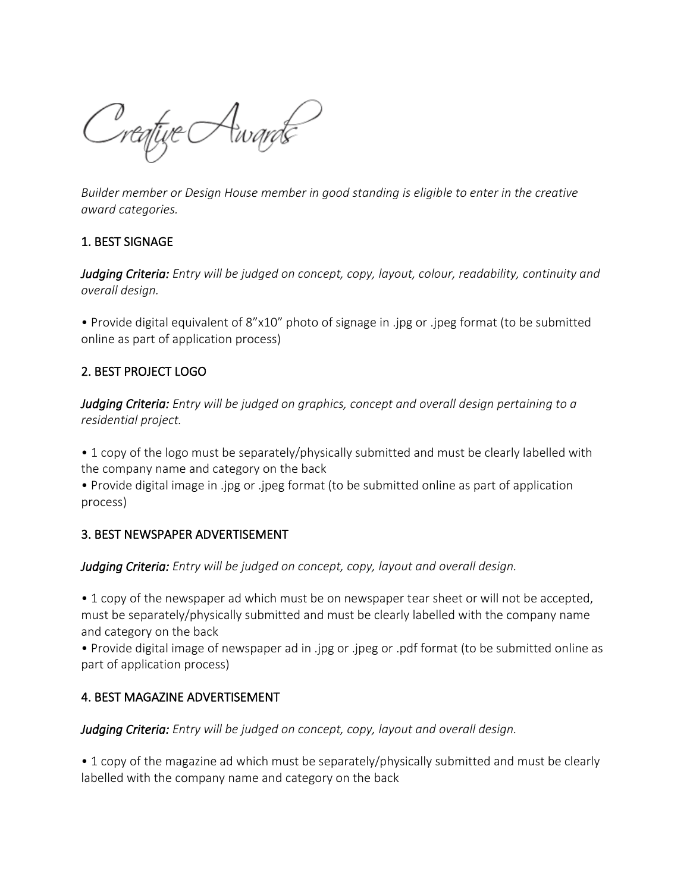# Creative Awards

*Builder member or Design House member in good standing is eligible to enter in the creative award categories.*

## 1. BEST SIGNAGE

***Judging Criteria:*** *Entry will be judged on concept, copy, layout, colour, readability, continuity and overall design.*

- Provide digital equivalent of 8"x10" photo of signage in .jpg or .jpeg format (to be submitted online as part of application process)

## 2. BEST PROJECT LOGO

***Judging Criteria:*** *Entry will be judged on graphics, concept and overall design pertaining to a residential project.*

- 1 copy of the logo must be separately/physically submitted and must be clearly labelled with the company name and category on the back
- Provide digital image in .jpg or .jpeg format (to be submitted online as part of application process)

## 3. BEST NEWSPAPER ADVERTISEMENT

***Judging Criteria:*** *Entry will be judged on concept, copy, layout and overall design.*

- 1 copy of the newspaper ad which must be on newspaper tear sheet or will not be accepted, must be separately/physically submitted and must be clearly labelled with the company name and category on the back
- Provide digital image of newspaper ad in .jpg or .jpeg or .pdf format (to be submitted online as part of application process)

## 4. BEST MAGAZINE ADVERTISEMENT

***Judging Criteria:*** *Entry will be judged on concept, copy, layout and overall design.*

- 1 copy of the magazine ad which must be separately/physically submitted and must be clearly labelled with the company name and category on the back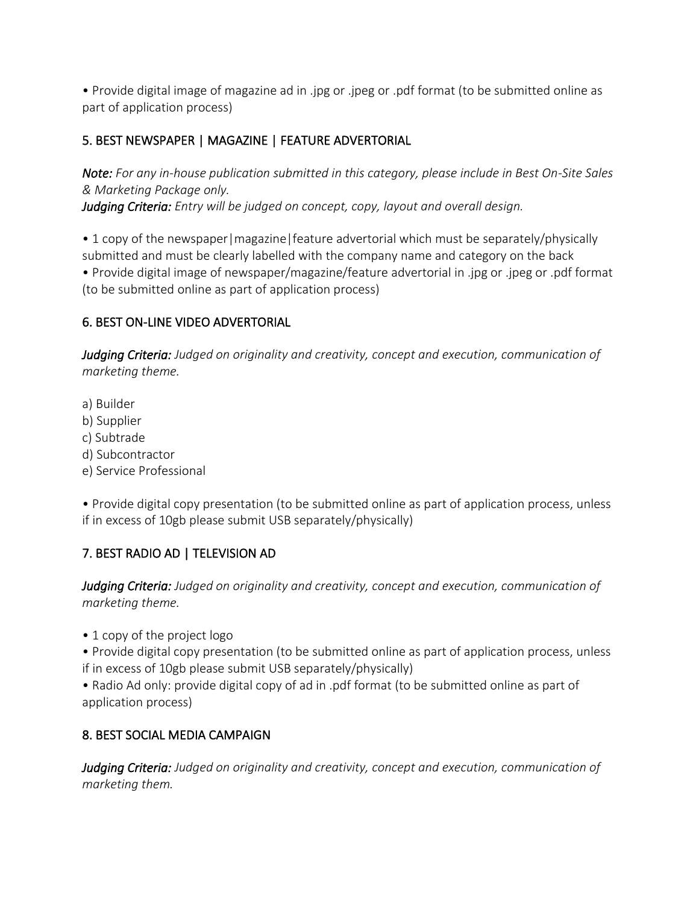• Provide digital image of magazine ad in .jpg or .jpeg or .pdf format (to be submitted online as part of application process)

## 5. BEST NEWSPAPER | MAGAZINE | FEATURE ADVERTORIAL

***Note:*** *For any in-house publication submitted in this category, please include in Best On-Site Sales & Marketing Package only.*
***Judging Criteria:*** *Entry will be judged on concept, copy, layout and overall design.*

• 1 copy of the newspaper|magazine|feature advertorial which must be separately/physically submitted and must be clearly labelled with the company name and category on the back
• Provide digital image of newspaper/magazine/feature advertorial in .jpg or .jpeg or .pdf format (to be submitted online as part of application process)

## 6. BEST ON-LINE VIDEO ADVERTORIAL

***Judging Criteria:*** *Judged on originality and creativity, concept and execution, communication of marketing theme.*

a) Builder
b) Supplier
c) Subtrade
d) Subcontractor
e) Service Professional

• Provide digital copy presentation (to be submitted online as part of application process, unless if in excess of 10gb please submit USB separately/physically)

## 7. BEST RADIO AD | TELEVISION AD

***Judging Criteria:*** *Judged on originality and creativity, concept and execution, communication of marketing theme.*

• 1 copy of the project logo
• Provide digital copy presentation (to be submitted online as part of application process, unless if in excess of 10gb please submit USB separately/physically)
• Radio Ad only: provide digital copy of ad in .pdf format (to be submitted online as part of application process)

## 8. BEST SOCIAL MEDIA CAMPAIGN

***Judging Criteria:*** *Judged on originality and creativity, concept and execution, communication of marketing them.*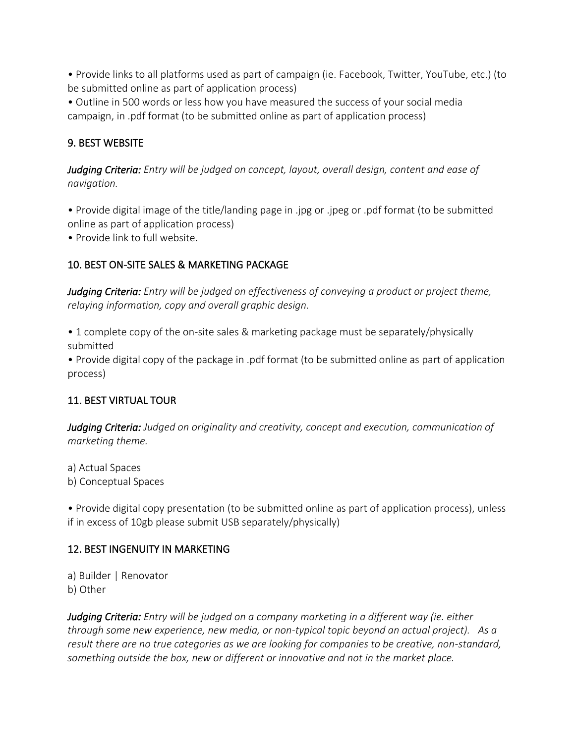- Provide links to all platforms used as part of campaign (ie. Facebook, Twitter, YouTube, etc.) (to be submitted online as part of application process)
- Outline in 500 words or less how you have measured the success of your social media campaign, in .pdf format (to be submitted online as part of application process)

## 9. BEST WEBSITE

***Judging Criteria:*** *Entry will be judged on concept, layout, overall design, content and ease of navigation.*

- Provide digital image of the title/landing page in .jpg or .jpeg or .pdf format (to be submitted online as part of application process)
- Provide link to full website.

## 10. BEST ON-SITE SALES & MARKETING PACKAGE

***Judging Criteria:*** *Entry will be judged on effectiveness of conveying a product or project theme, relaying information, copy and overall graphic design.*

- 1 complete copy of the on-site sales & marketing package must be separately/physically submitted
- Provide digital copy of the package in .pdf format (to be submitted online as part of application process)

## 11. BEST VIRTUAL TOUR

***Judging Criteria:*** *Judged on originality and creativity, concept and execution, communication of marketing theme.*

a) Actual Spaces
b) Conceptual Spaces

- Provide digital copy presentation (to be submitted online as part of application process), unless if in excess of 10gb please submit USB separately/physically)

## 12. BEST INGENUITY IN MARKETING

a) Builder | Renovator
b) Other

***Judging Criteria:*** *Entry will be judged on a company marketing in a different way (ie. either through some new experience, new media, or non-typical topic beyond an actual project). As a result there are no true categories as we are looking for companies to be creative, non-standard, something outside the box, new or different or innovative and not in the market place.*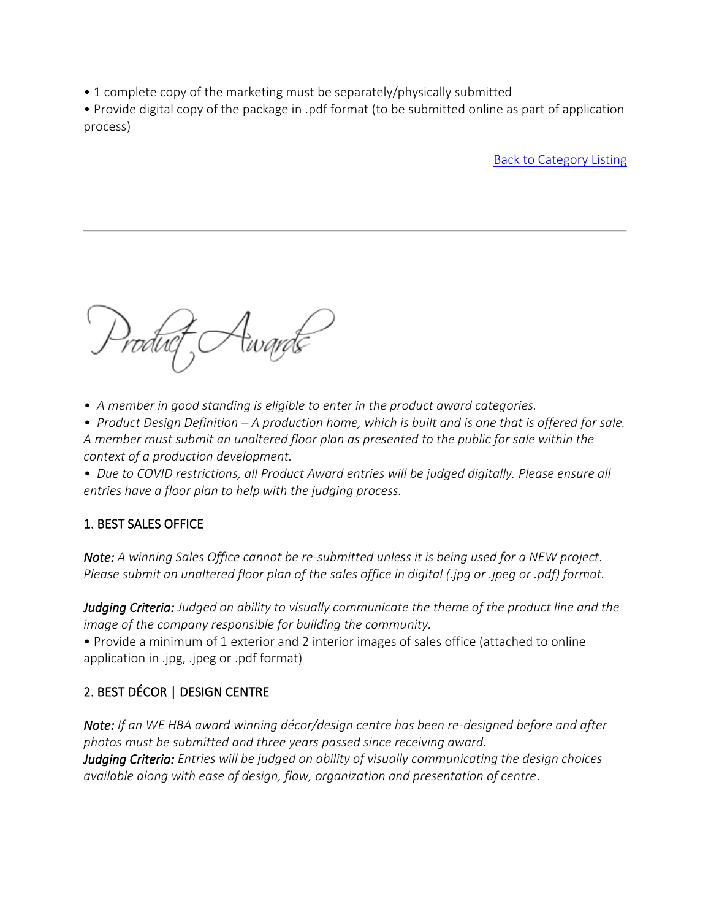• 1 complete copy of the marketing must be separately/physically submitted
• Provide digital copy of the package in .pdf format (to be submitted online as part of application process)

[Back to Category Listing]

---

# Product Awards

- *A member in good standing is eligible to enter in the product award categories.*
- *Product Design Definition – A production home, which is built and is one that is offered for sale. A member must submit an unaltered floor plan as presented to the public for sale within the context of a production development.*
- *Due to COVID restrictions, all Product Award entries will be judged digitally. Please ensure all entries have a floor plan to help with the judging process.*

## 1. BEST SALES OFFICE

***Note:*** *A winning Sales Office cannot be re-submitted unless it is being used for a NEW project. Please submit an unaltered floor plan of the sales office in digital (.jpg or .jpeg or .pdf) format.*

***Judging Criteria:*** *Judged on ability to visually communicate the theme of the product line and the image of the company responsible for building the community.*
• Provide a minimum of 1 exterior and 2 interior images of sales office (attached to online application in .jpg, .jpeg or .pdf format)

## 2. BEST DÉCOR | DESIGN CENTRE

***Note:*** *If an WE HBA award winning décor/design centre has been re-designed before and after photos must be submitted and three years passed since receiving award.*
***Judging Criteria:*** *Entries will be judged on ability of visually communicating the design choices available along with ease of design, flow, organization and presentation of centre.*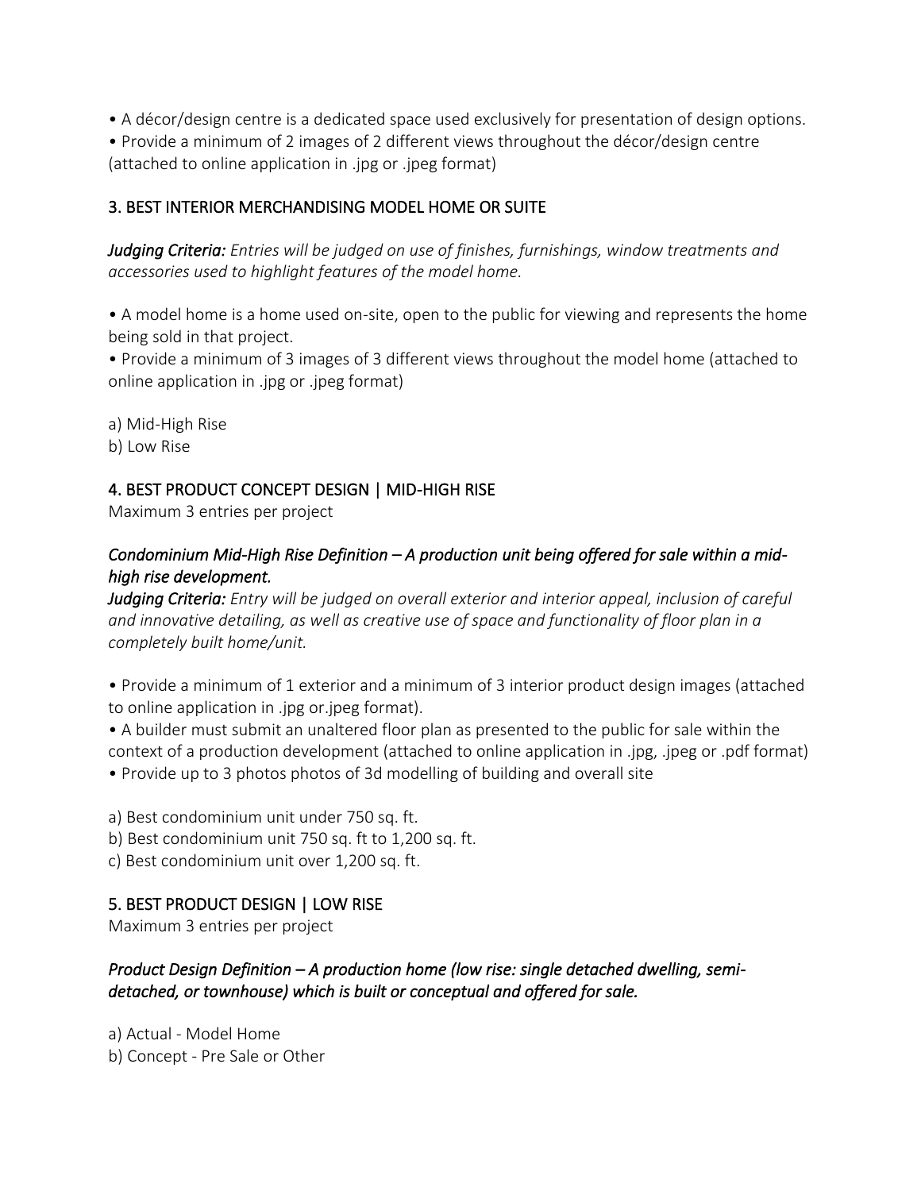• A décor/design centre is a dedicated space used exclusively for presentation of design options.
• Provide a minimum of 2 images of 2 different views throughout the décor/design centre (attached to online application in .jpg or .jpeg format)

## 3. BEST INTERIOR MERCHANDISING MODEL HOME OR SUITE

***Judging Criteria:*** *Entries will be judged on use of finishes, furnishings, window treatments and accessories used to highlight features of the model home.*

• A model home is a home used on-site, open to the public for viewing and represents the home being sold in that project.
• Provide a minimum of 3 images of 3 different views throughout the model home (attached to online application in .jpg or .jpeg format)

a) Mid-High Rise
b) Low Rise

## 4. BEST PRODUCT CONCEPT DESIGN | MID-HIGH RISE

Maximum 3 entries per project

***Condominium Mid-High Rise Definition – A production unit being offered for sale within a mid-high rise development.***
***Judging Criteria:*** *Entry will be judged on overall exterior and interior appeal, inclusion of careful and innovative detailing, as well as creative use of space and functionality of floor plan in a completely built home/unit.*

• Provide a minimum of 1 exterior and a minimum of 3 interior product design images (attached to online application in .jpg or.jpeg format).
• A builder must submit an unaltered floor plan as presented to the public for sale within the context of a production development (attached to online application in .jpg, .jpeg or .pdf format)
• Provide up to 3 photos photos of 3d modelling of building and overall site

a) Best condominium unit under 750 sq. ft.
b) Best condominium unit 750 sq. ft to 1,200 sq. ft.
c) Best condominium unit over 1,200 sq. ft.

## 5. BEST PRODUCT DESIGN | LOW RISE

Maximum 3 entries per project

***Product Design Definition – A production home (low rise: single detached dwelling, semi-detached, or townhouse) which is built or conceptual and offered for sale.***

a) Actual - Model Home
b) Concept - Pre Sale or Other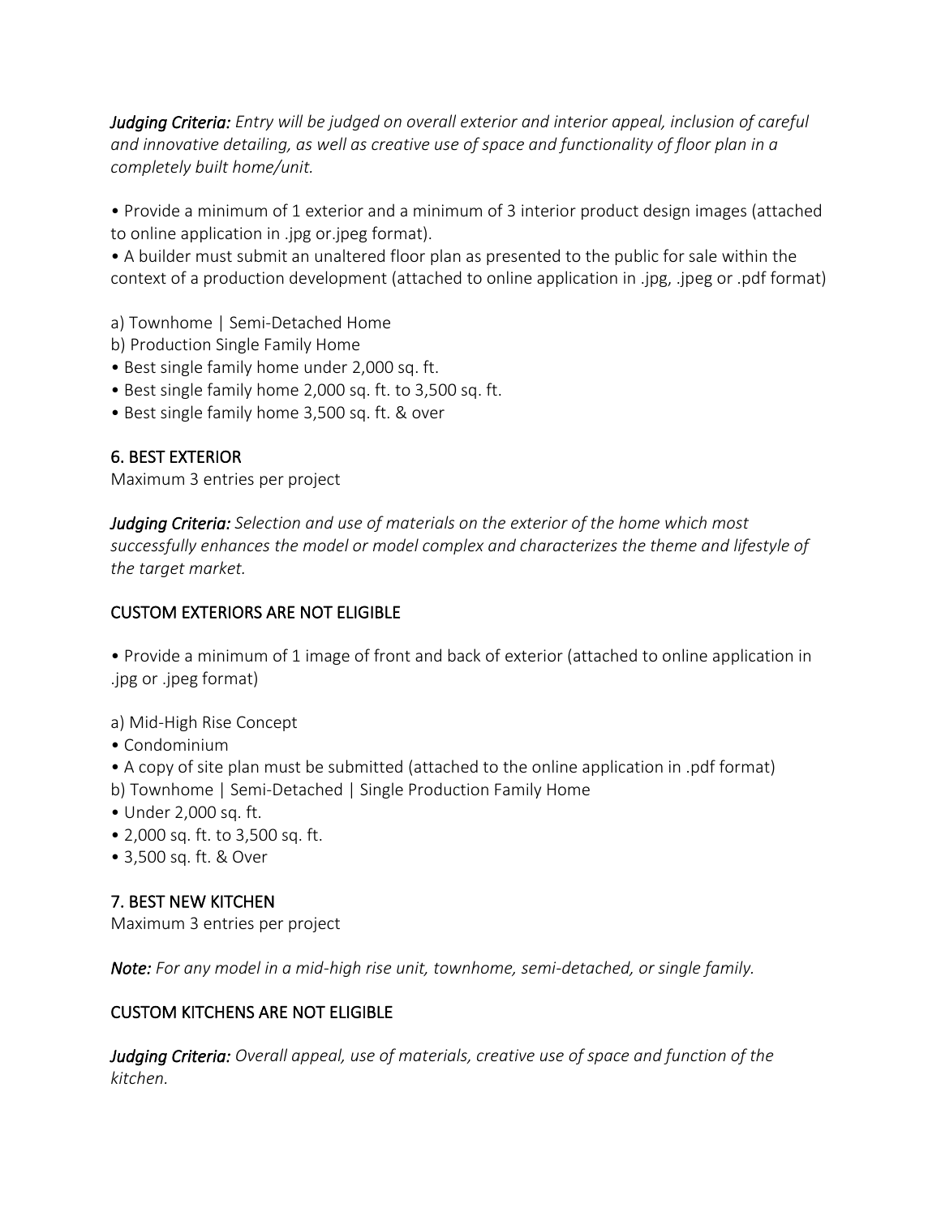***Judging Criteria:*** *Entry will be judged on overall exterior and interior appeal, inclusion of careful and innovative detailing, as well as creative use of space and functionality of floor plan in a completely built home/unit.*

- Provide a minimum of 1 exterior and a minimum of 3 interior product design images (attached to online application in .jpg or.jpeg format).
- A builder must submit an unaltered floor plan as presented to the public for sale within the context of a production development (attached to online application in .jpg, .jpeg or .pdf format)

a) Townhome | Semi-Detached Home
b) Production Single Family Home
- Best single family home under 2,000 sq. ft.
- Best single family home 2,000 sq. ft. to 3,500 sq. ft.
- Best single family home 3,500 sq. ft. & over

## 6. BEST EXTERIOR

Maximum 3 entries per project

***Judging Criteria:*** *Selection and use of materials on the exterior of the home which most successfully enhances the model or model complex and characterizes the theme and lifestyle of the target market.*

CUSTOM EXTERIORS ARE NOT ELIGIBLE

- Provide a minimum of 1 image of front and back of exterior (attached to online application in .jpg or .jpeg format)

a) Mid-High Rise Concept
- Condominium
- A copy of site plan must be submitted (attached to the online application in .pdf format)

b) Townhome | Semi-Detached | Single Production Family Home
- Under 2,000 sq. ft.
- 2,000 sq. ft. to 3,500 sq. ft.
- 3,500 sq. ft. & Over

## 7. BEST NEW KITCHEN

Maximum 3 entries per project

***Note:*** *For any model in a mid-high rise unit, townhome, semi-detached, or single family.*

CUSTOM KITCHENS ARE NOT ELIGIBLE

***Judging Criteria:*** *Overall appeal, use of materials, creative use of space and function of the kitchen.*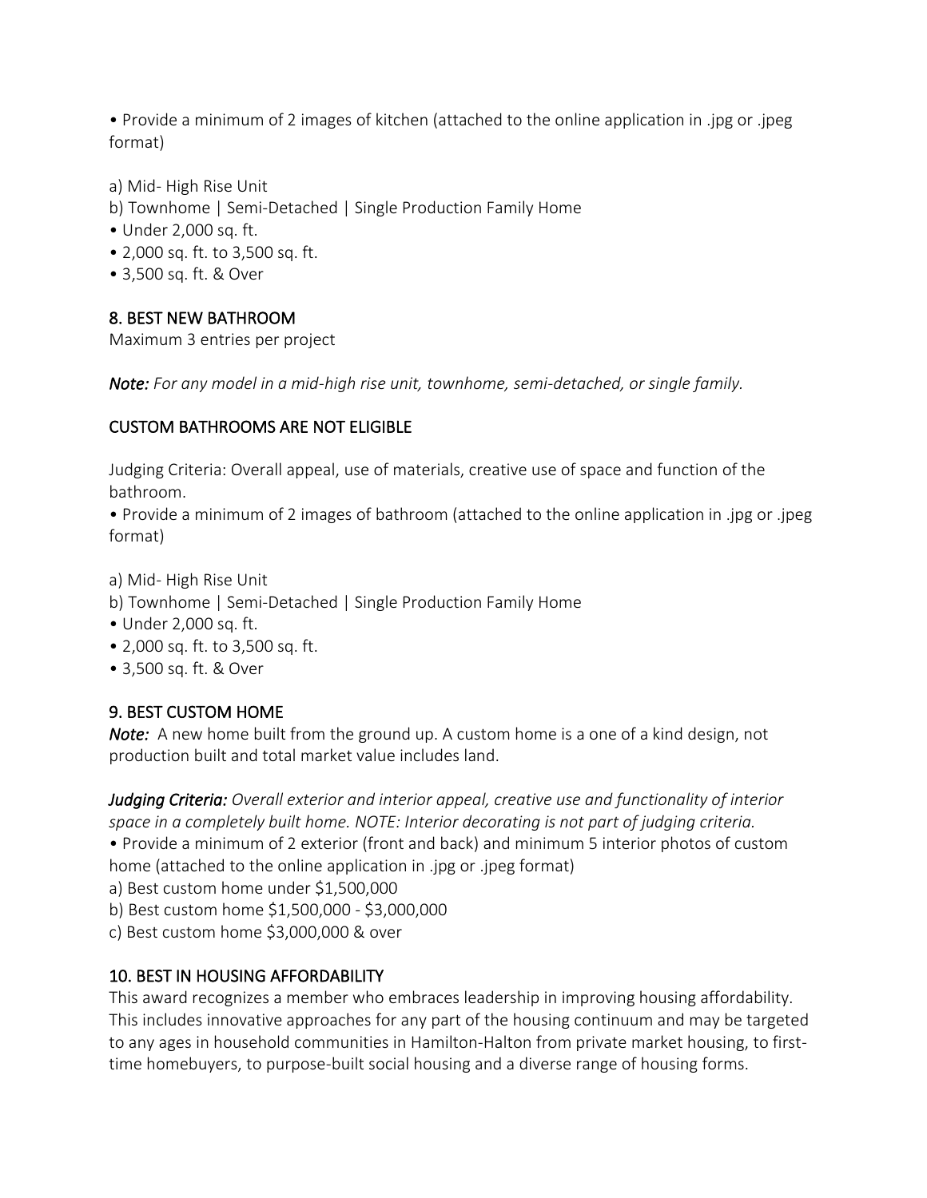• Provide a minimum of 2 images of kitchen (attached to the online application in .jpg or .jpeg format)

a) Mid- High Rise Unit
b) Townhome | Semi-Detached | Single Production Family Home
• Under 2,000 sq. ft.
• 2,000 sq. ft. to 3,500 sq. ft.
• 3,500 sq. ft. & Over

## 8. BEST NEW BATHROOM

Maximum 3 entries per project

***Note:*** *For any model in a mid-high rise unit, townhome, semi-detached, or single family.*

**CUSTOM BATHROOMS ARE NOT ELIGIBLE**

Judging Criteria: Overall appeal, use of materials, creative use of space and function of the bathroom.
• Provide a minimum of 2 images of bathroom (attached to the online application in .jpg or .jpeg format)

a) Mid- High Rise Unit
b) Townhome | Semi-Detached | Single Production Family Home
• Under 2,000 sq. ft.
• 2,000 sq. ft. to 3,500 sq. ft.
• 3,500 sq. ft. & Over

## 9. BEST CUSTOM HOME

***Note:*** A new home built from the ground up. A custom home is a one of a kind design, not production built and total market value includes land.

***Judging Criteria:*** *Overall exterior and interior appeal, creative use and functionality of interior space in a completely built home. NOTE: Interior decorating is not part of judging criteria.*
• Provide a minimum of 2 exterior (front and back) and minimum 5 interior photos of custom home (attached to the online application in .jpg or .jpeg format)
a) Best custom home under $1,500,000
b) Best custom home $1,500,000 - $3,000,000
c) Best custom home $3,000,000 & over

## 10. BEST IN HOUSING AFFORDABILITY

This award recognizes a member who embraces leadership in improving housing affordability. This includes innovative approaches for any part of the housing continuum and may be targeted to any ages in household communities in Hamilton-Halton from private market housing, to first-time homebuyers, to purpose-built social housing and a diverse range of housing forms.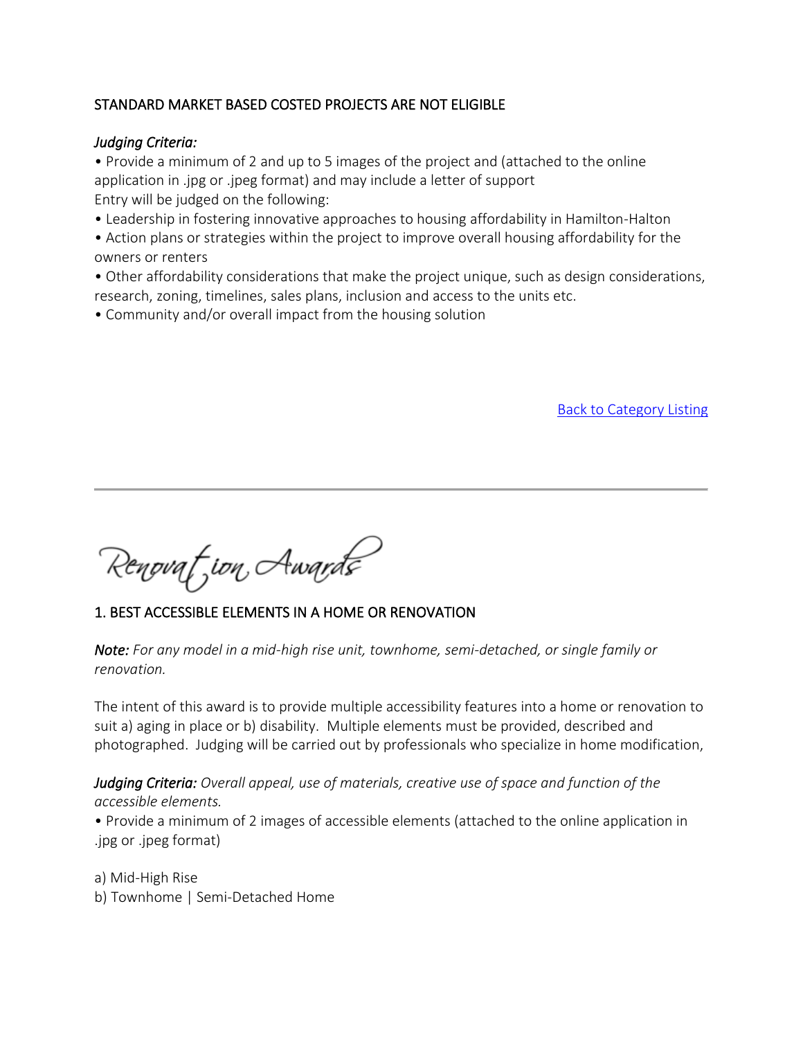STANDARD MARKET BASED COSTED PROJECTS ARE NOT ELIGIBLE

*Judging Criteria:*

- Provide a minimum of 2 and up to 5 images of the project and (attached to the online application in .jpg or .jpeg format) and may include a letter of support

Entry will be judged on the following:

- Leadership in fostering innovative approaches to housing affordability in Hamilton-Halton
- Action plans or strategies within the project to improve overall housing affordability for the owners or renters
- Other affordability considerations that make the project unique, such as design considerations, research, zoning, timelines, sales plans, inclusion and access to the units etc.
- Community and/or overall impact from the housing solution

Back to Category Listing

---

# Renovation Awards

## 1. BEST ACCESSIBLE ELEMENTS IN A HOME OR RENOVATION

***Note:*** *For any model in a mid-high rise unit, townhome, semi-detached, or single family or renovation.*

The intent of this award is to provide multiple accessibility features into a home or renovation to suit a) aging in place or b) disability. Multiple elements must be provided, described and photographed. Judging will be carried out by professionals who specialize in home modification,

***Judging Criteria:*** *Overall appeal, use of materials, creative use of space and function of the accessible elements.*

- Provide a minimum of 2 images of accessible elements (attached to the online application in .jpg or .jpeg format)

a) Mid-High Rise
b) Townhome | Semi-Detached Home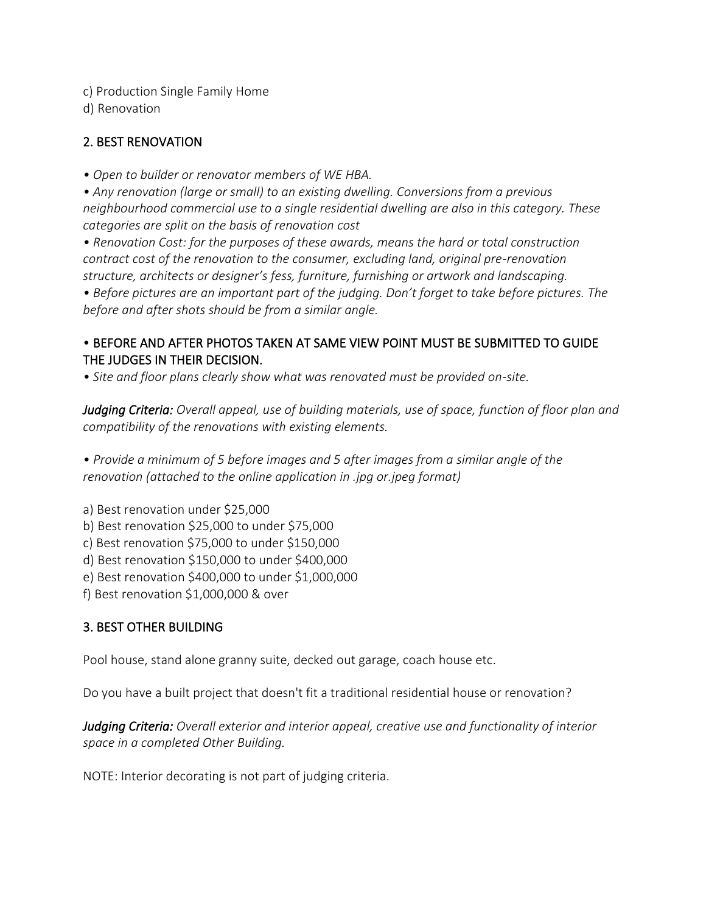c) Production Single Family Home
d) Renovation

## 2. BEST RENOVATION

*• Open to builder or renovator members of WE HBA.*
*• Any renovation (large or small) to an existing dwelling. Conversions from a previous neighbourhood commercial use to a single residential dwelling are also in this category. These categories are split on the basis of renovation cost*
*• Renovation Cost: for the purposes of these awards, means the hard or total construction contract cost of the renovation to the consumer, excluding land, original pre-renovation structure, architects or designer's fess, furniture, furnishing or artwork and landscaping.*
*• Before pictures are an important part of the judging. Don't forget to take before pictures. The before and after shots should be from a similar angle.*

• BEFORE AND AFTER PHOTOS TAKEN AT SAME VIEW POINT MUST BE SUBMITTED TO GUIDE THE JUDGES IN THEIR DECISION.
*• Site and floor plans clearly show what was renovated must be provided on-site.*

***Judging Criteria:*** *Overall appeal, use of building materials, use of space, function of floor plan and compatibility of the renovations with existing elements.*

*• Provide a minimum of 5 before images and 5 after images from a similar angle of the renovation (attached to the online application in .jpg or.jpeg format)*

a) Best renovation under $25,000
b) Best renovation $25,000 to under $75,000
c) Best renovation $75,000 to under $150,000
d) Best renovation $150,000 to under $400,000
e) Best renovation $400,000 to under $1,000,000
f) Best renovation $1,000,000 & over

## 3. BEST OTHER BUILDING

Pool house, stand alone granny suite, decked out garage, coach house etc.

Do you have a built project that doesn't fit a traditional residential house or renovation?

***Judging Criteria:*** *Overall exterior and interior appeal, creative use and functionality of interior space in a completed Other Building.*

NOTE: Interior decorating is not part of judging criteria.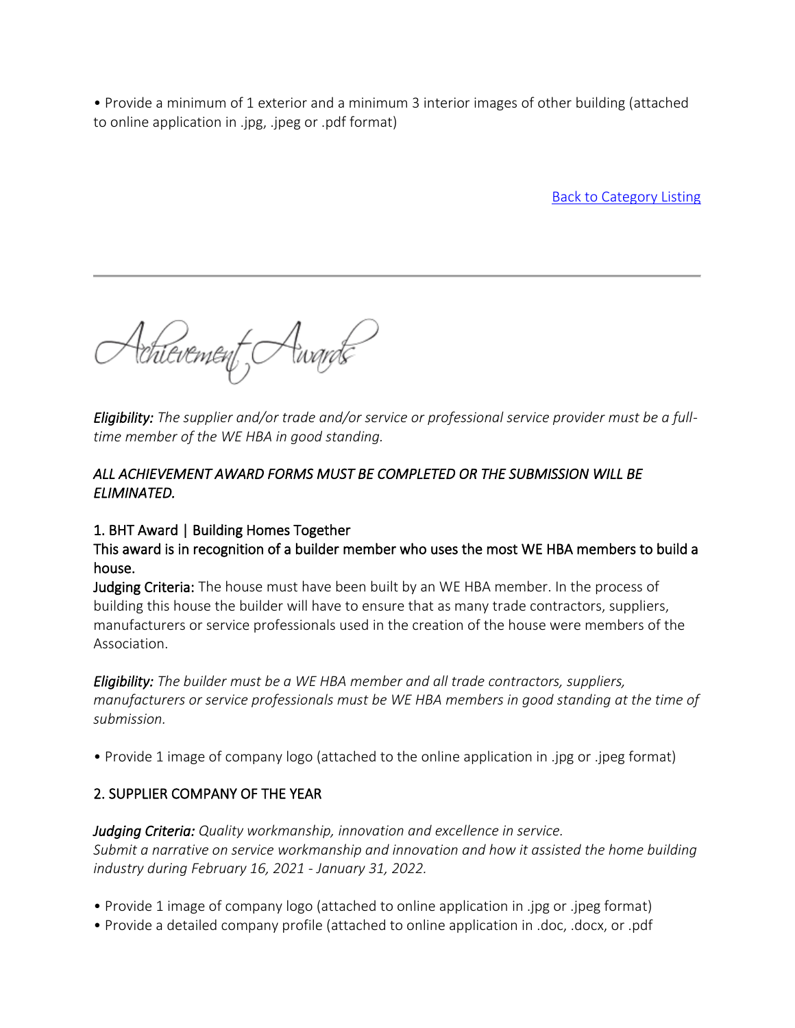• Provide a minimum of 1 exterior and a minimum 3 interior images of other building (attached to online application in .jpg, .jpeg or .pdf format)

Back to Category Listing

---

# Achievement Awards

***Eligibility:*** *The supplier and/or trade and/or service or professional service provider must be a full-time member of the WE HBA in good standing.*

*ALL ACHIEVEMENT AWARD FORMS MUST BE COMPLETED OR THE SUBMISSION WILL BE ELIMINATED.*

### 1. BHT Award | Building Homes Together

This award is in recognition of a builder member who uses the most WE HBA members to build a house.

**Judging Criteria:** The house must have been built by an WE HBA member. In the process of building this house the builder will have to ensure that as many trade contractors, suppliers, manufacturers or service professionals used in the creation of the house were members of the Association.

***Eligibility:*** *The builder must be a WE HBA member and all trade contractors, suppliers, manufacturers or service professionals must be WE HBA members in good standing at the time of submission.*

• Provide 1 image of company logo (attached to the online application in .jpg or .jpeg format)

### 2. SUPPLIER COMPANY OF THE YEAR

***Judging Criteria:*** *Quality workmanship, innovation and excellence in service.*
*Submit a narrative on service workmanship and innovation and how it assisted the home building industry during February 16, 2021 - January 31, 2022.*

• Provide 1 image of company logo (attached to online application in .jpg or .jpeg format)
• Provide a detailed company profile (attached to online application in .doc, .docx, or .pdf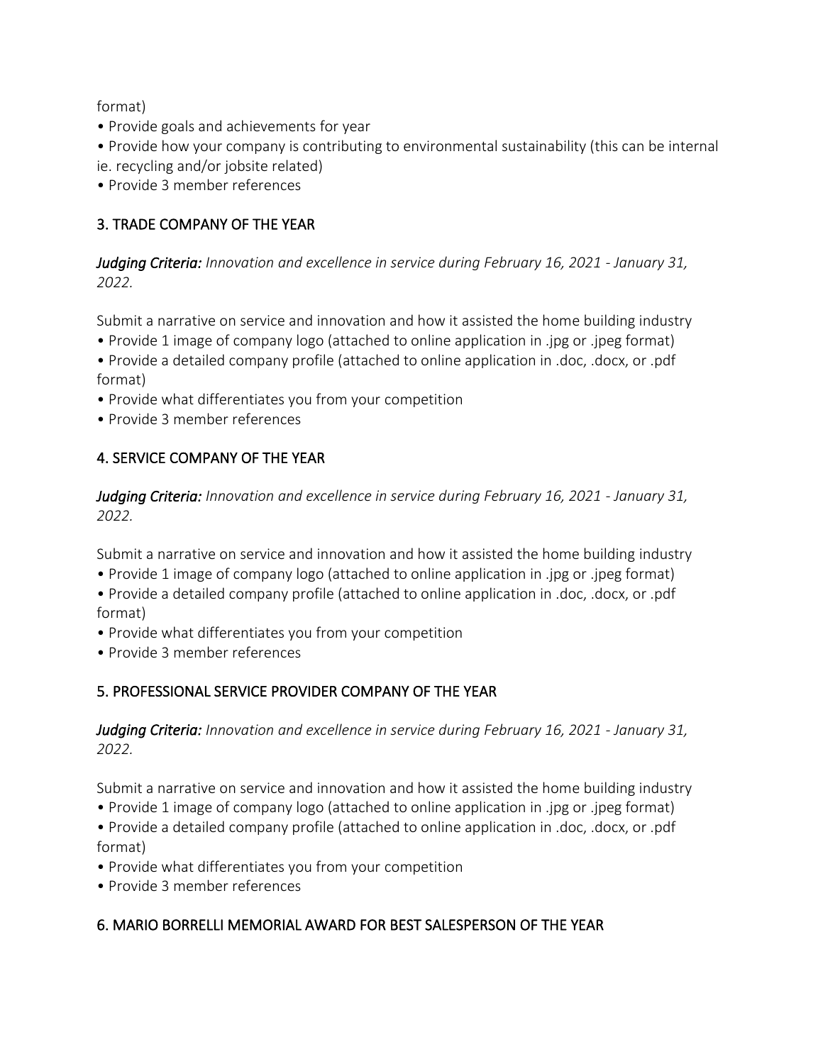format)

- Provide goals and achievements for year
- Provide how your company is contributing to environmental sustainability (this can be internal ie. recycling and/or jobsite related)
- Provide 3 member references

## 3. TRADE COMPANY OF THE YEAR

***Judging Criteria:*** *Innovation and excellence in service during February 16, 2021 - January 31, 2022.*

Submit a narrative on service and innovation and how it assisted the home building industry

- Provide 1 image of company logo (attached to online application in .jpg or .jpeg format)
- Provide a detailed company profile (attached to online application in .doc, .docx, or .pdf format)
- Provide what differentiates you from your competition
- Provide 3 member references

## 4. SERVICE COMPANY OF THE YEAR

***Judging Criteria:*** *Innovation and excellence in service during February 16, 2021 - January 31, 2022.*

Submit a narrative on service and innovation and how it assisted the home building industry

- Provide 1 image of company logo (attached to online application in .jpg or .jpeg format)
- Provide a detailed company profile (attached to online application in .doc, .docx, or .pdf format)
- Provide what differentiates you from your competition
- Provide 3 member references

## 5. PROFESSIONAL SERVICE PROVIDER COMPANY OF THE YEAR

***Judging Criteria:*** *Innovation and excellence in service during February 16, 2021 - January 31, 2022.*

Submit a narrative on service and innovation and how it assisted the home building industry

- Provide 1 image of company logo (attached to online application in .jpg or .jpeg format)
- Provide a detailed company profile (attached to online application in .doc, .docx, or .pdf format)
- Provide what differentiates you from your competition
- Provide 3 member references

## 6. MARIO BORRELLI MEMORIAL AWARD FOR BEST SALESPERSON OF THE YEAR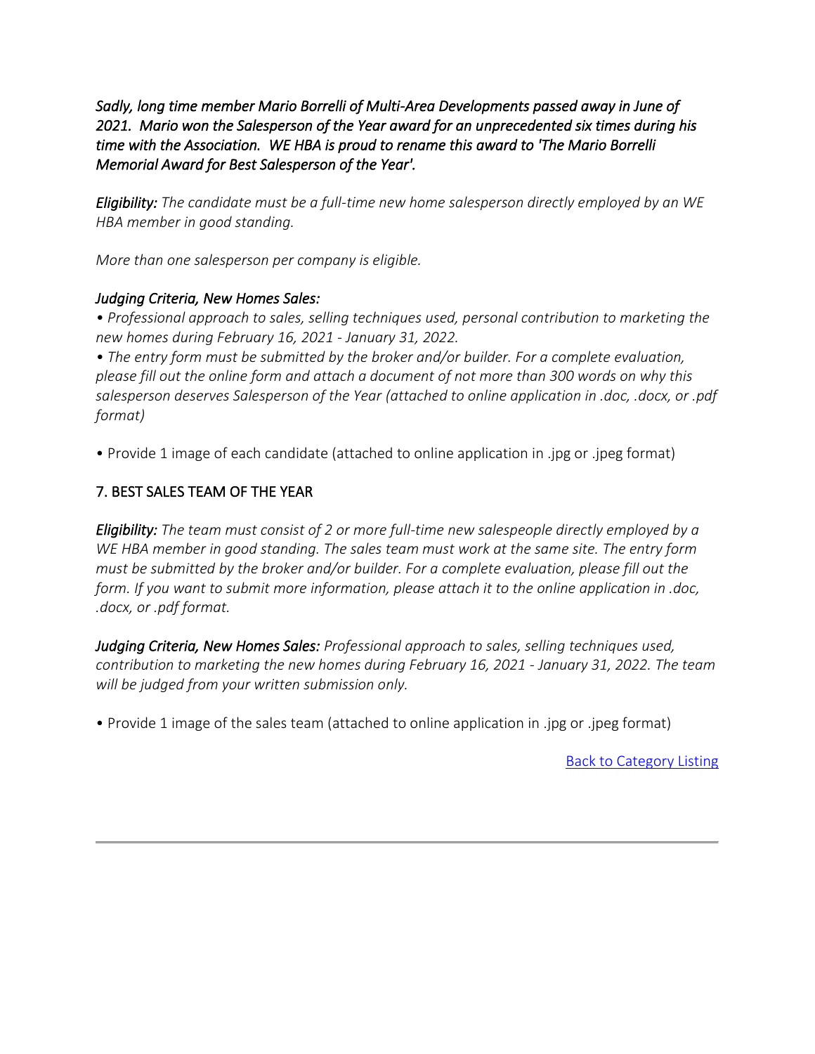*Sadly, long time member Mario Borrelli of Multi-Area Developments passed away in June of 2021. Mario won the Salesperson of the Year award for an unprecedented six times during his time with the Association. WE HBA is proud to rename this award to 'The Mario Borrelli Memorial Award for Best Salesperson of the Year'.*

***Eligibility:*** *The candidate must be a full-time new home salesperson directly employed by an WE HBA member in good standing.*

*More than one salesperson per company is eligible.*

*Judging Criteria, New Homes Sales:*

- *Professional approach to sales, selling techniques used, personal contribution to marketing the new homes during February 16, 2021 - January 31, 2022.*
- *The entry form must be submitted by the broker and/or builder. For a complete evaluation, please fill out the online form and attach a document of not more than 300 words on why this salesperson deserves Salesperson of the Year (attached to online application in .doc, .docx, or .pdf format)*

- Provide 1 image of each candidate (attached to online application in .jpg or .jpeg format)

## 7. BEST SALES TEAM OF THE YEAR

***Eligibility:*** *The team must consist of 2 or more full-time new salespeople directly employed by a WE HBA member in good standing. The sales team must work at the same site. The entry form must be submitted by the broker and/or builder. For a complete evaluation, please fill out the form. If you want to submit more information, please attach it to the online application in .doc, .docx, or .pdf format.*

***Judging Criteria, New Homes Sales:*** *Professional approach to sales, selling techniques used, contribution to marketing the new homes during February 16, 2021 - January 31, 2022. The team will be judged from your written submission only.*

- Provide 1 image of the sales team (attached to online application in .jpg or .jpeg format)

Back to Category Listing

---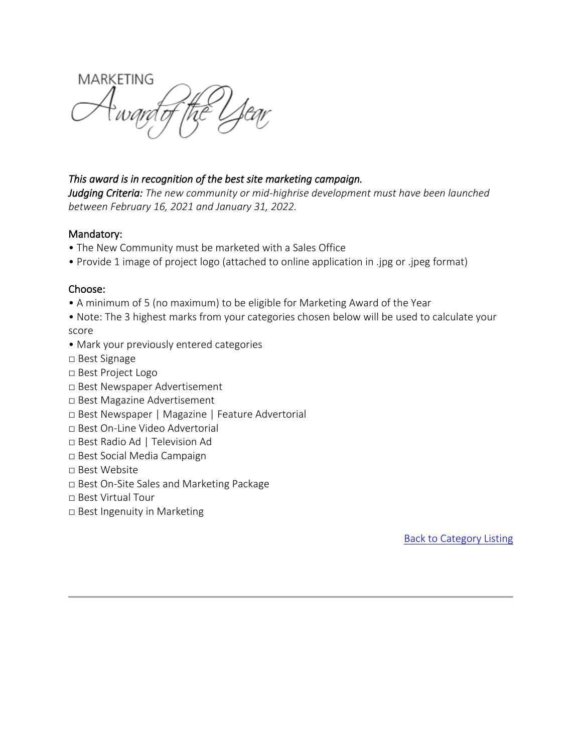# MARKETING Award of the Year

*This award is in recognition of the best site marketing campaign.*
***Judging Criteria:*** *The new community or mid-highrise development must have been launched between February 16, 2021 and January 31, 2022.*

Mandatory:

- The New Community must be marketed with a Sales Office
- Provide 1 image of project logo (attached to online application in .jpg or .jpeg format)

Choose:

- A minimum of 5 (no maximum) to be eligible for Marketing Award of the Year
- Note: The 3 highest marks from your categories chosen below will be used to calculate your score
- Mark your previously entered categories

□ Best Signage
□ Best Project Logo
□ Best Newspaper Advertisement
□ Best Magazine Advertisement
□ Best Newspaper | Magazine | Feature Advertorial
□ Best On-Line Video Advertorial
□ Best Radio Ad | Television Ad
□ Best Social Media Campaign
□ Best Website
□ Best On-Site Sales and Marketing Package
□ Best Virtual Tour
□ Best Ingenuity in Marketing

Back to Category Listing

---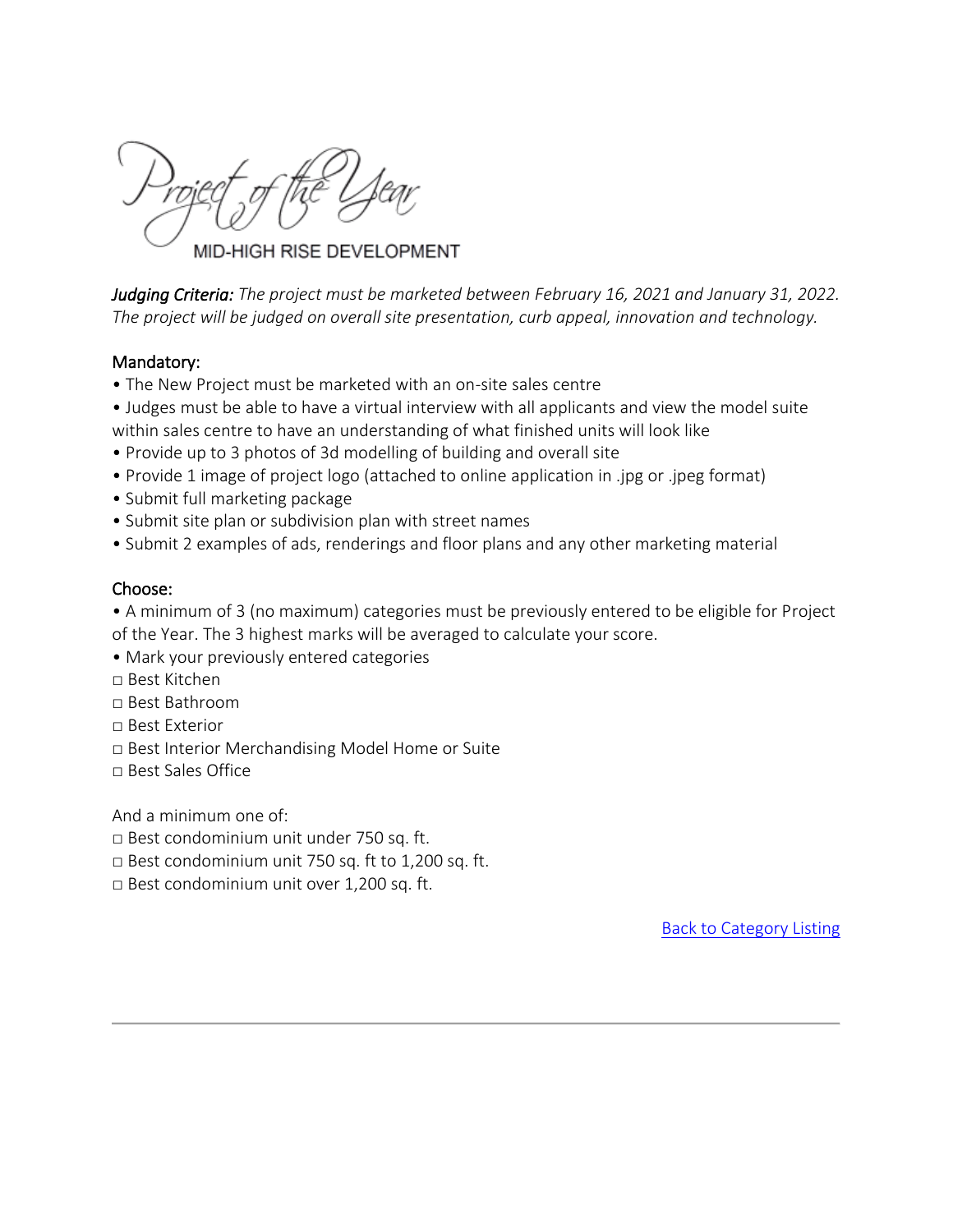# Project of the Year

## MID-HIGH RISE DEVELOPMENT

***Judging Criteria:*** *The project must be marketed between February 16, 2021 and January 31, 2022. The project will be judged on overall site presentation, curb appeal, innovation and technology.*

### Mandatory:

- The New Project must be marketed with an on-site sales centre
- Judges must be able to have a virtual interview with all applicants and view the model suite within sales centre to have an understanding of what finished units will look like
- Provide up to 3 photos of 3d modelling of building and overall site
- Provide 1 image of project logo (attached to online application in .jpg or .jpeg format)
- Submit full marketing package
- Submit site plan or subdivision plan with street names
- Submit 2 examples of ads, renderings and floor plans and any other marketing material

### Choose:

- A minimum of 3 (no maximum) categories must be previously entered to be eligible for Project of the Year. The 3 highest marks will be averaged to calculate your score.
- Mark your previously entered categories

□ Best Kitchen
□ Best Bathroom
□ Best Exterior
□ Best Interior Merchandising Model Home or Suite
□ Best Sales Office

And a minimum one of:

□ Best condominium unit under 750 sq. ft.
□ Best condominium unit 750 sq. ft to 1,200 sq. ft.
□ Best condominium unit over 1,200 sq. ft.

Back to Category Listing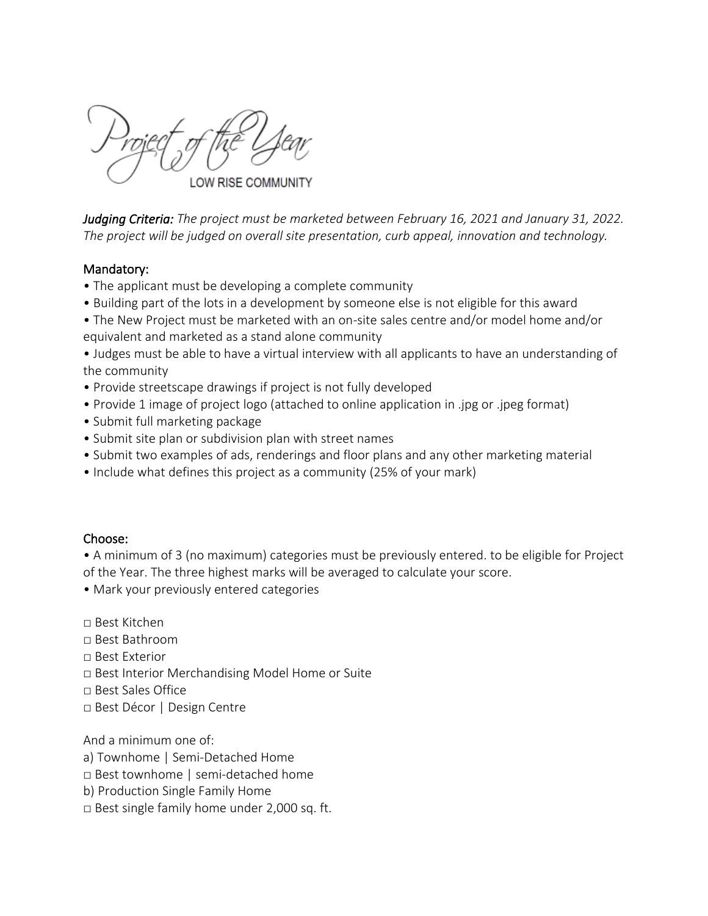# Project of the Year

LOW RISE COMMUNITY

***Judging Criteria:*** *The project must be marketed between February 16, 2021 and January 31, 2022. The project will be judged on overall site presentation, curb appeal, innovation and technology.*

## Mandatory:

- The applicant must be developing a complete community
- Building part of the lots in a development by someone else is not eligible for this award
- The New Project must be marketed with an on-site sales centre and/or model home and/or equivalent and marketed as a stand alone community
- Judges must be able to have a virtual interview with all applicants to have an understanding of the community
- Provide streetscape drawings if project is not fully developed
- Provide 1 image of project logo (attached to online application in .jpg or .jpeg format)
- Submit full marketing package
- Submit site plan or subdivision plan with street names
- Submit two examples of ads, renderings and floor plans and any other marketing material
- Include what defines this project as a community (25% of your mark)

## Choose:

- A minimum of 3 (no maximum) categories must be previously entered. to be eligible for Project of the Year. The three highest marks will be averaged to calculate your score.
- Mark your previously entered categories

□ Best Kitchen
□ Best Bathroom
□ Best Exterior
□ Best Interior Merchandising Model Home or Suite
□ Best Sales Office
□ Best Décor | Design Centre

And a minimum one of:

a) Townhome | Semi-Detached Home
□ Best townhome | semi-detached home
b) Production Single Family Home
□ Best single family home under 2,000 sq. ft.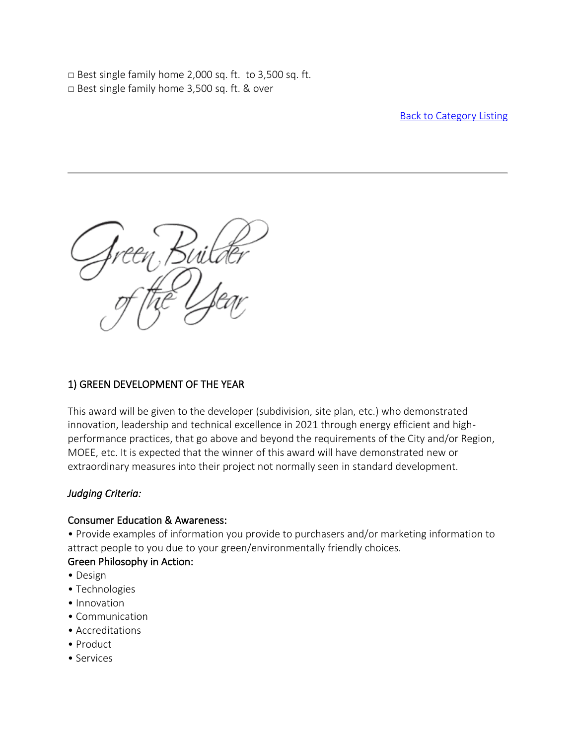□ Best single family home 2,000 sq. ft.  to 3,500 sq. ft.
□ Best single family home 3,500 sq. ft. & over

Back to Category Listing

---

Green Builder of the Year

## 1) GREEN DEVELOPMENT OF THE YEAR

This award will be given to the developer (subdivision, site plan, etc.) who demonstrated innovation, leadership and technical excellence in 2021 through energy efficient and high-performance practices, that go above and beyond the requirements of the City and/or Region, MOEE, etc. It is expected that the winner of this award will have demonstrated new or extraordinary measures into their project not normally seen in standard development.

*Judging Criteria:*

Consumer Education & Awareness:

• Provide examples of information you provide to purchasers and/or marketing information to attract people to you due to your green/environmentally friendly choices.

Green Philosophy in Action:

• Design
• Technologies
• Innovation
• Communication
• Accreditations
• Product
• Services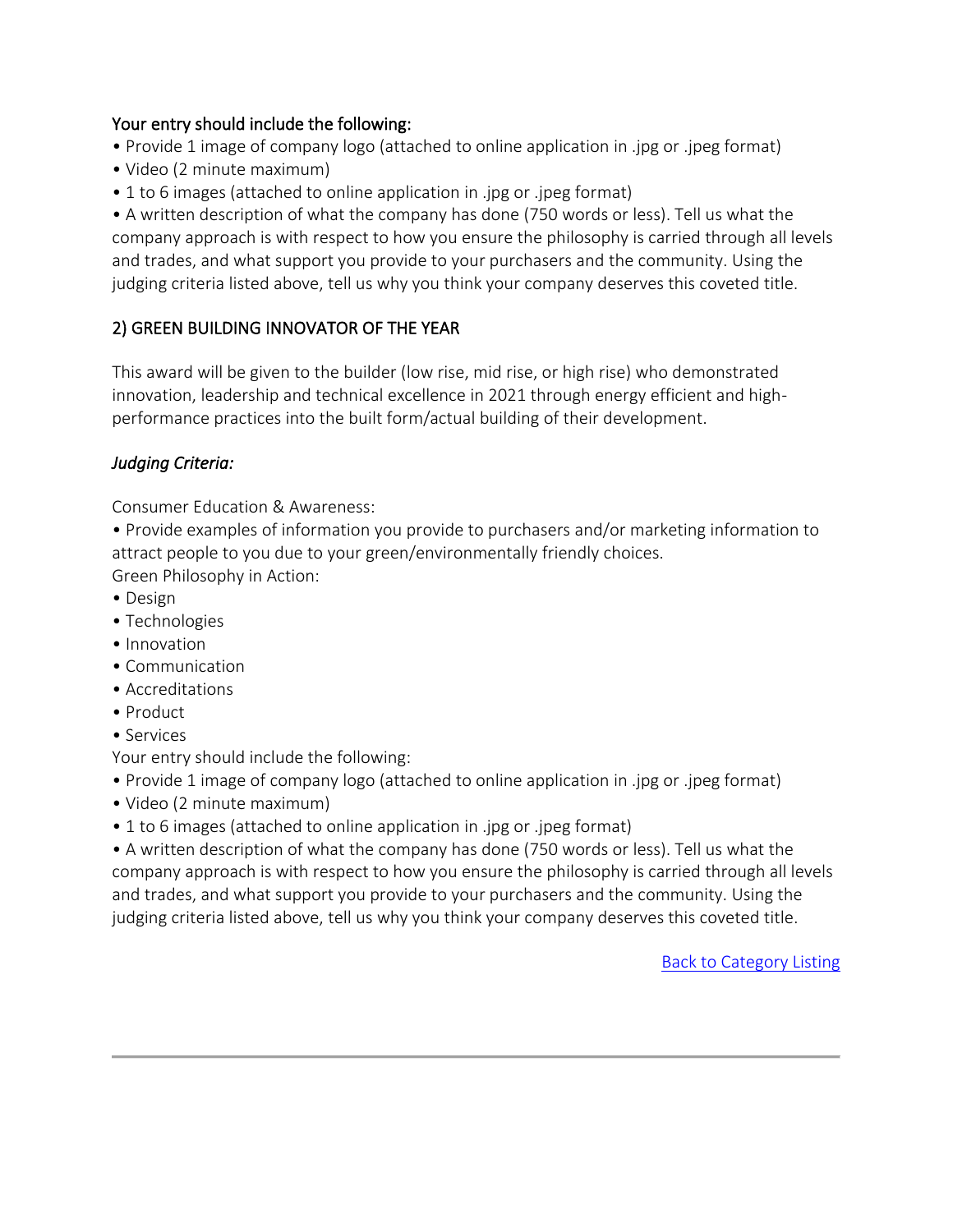Your entry should include the following:

- Provide 1 image of company logo (attached to online application in .jpg or .jpeg format)
- Video (2 minute maximum)
- 1 to 6 images (attached to online application in .jpg or .jpeg format)
- A written description of what the company has done (750 words or less). Tell us what the company approach is with respect to how you ensure the philosophy is carried through all levels and trades, and what support you provide to your purchasers and the community. Using the judging criteria listed above, tell us why you think your company deserves this coveted title.

## 2) GREEN BUILDING INNOVATOR OF THE YEAR

This award will be given to the builder (low rise, mid rise, or high rise) who demonstrated innovation, leadership and technical excellence in 2021 through energy efficient and high-performance practices into the built form/actual building of their development.

*Judging Criteria:*

Consumer Education & Awareness:

- Provide examples of information you provide to purchasers and/or marketing information to attract people to you due to your green/environmentally friendly choices.

Green Philosophy in Action:

- Design
- Technologies
- Innovation
- Communication
- Accreditations
- Product
- Services

Your entry should include the following:

- Provide 1 image of company logo (attached to online application in .jpg or .jpeg format)
- Video (2 minute maximum)
- 1 to 6 images (attached to online application in .jpg or .jpeg format)
- A written description of what the company has done (750 words or less). Tell us what the company approach is with respect to how you ensure the philosophy is carried through all levels and trades, and what support you provide to your purchasers and the community. Using the judging criteria listed above, tell us why you think your company deserves this coveted title.

Back to Category Listing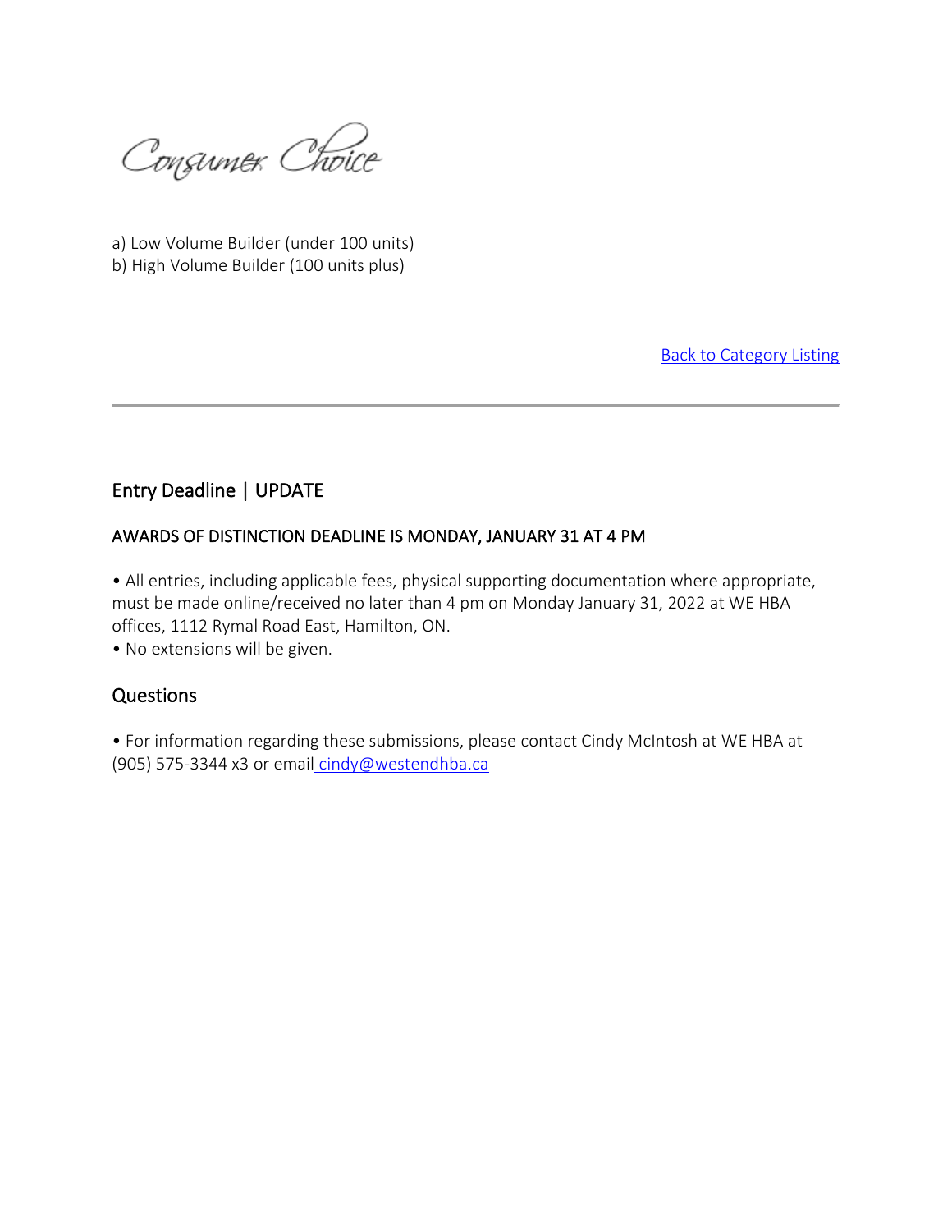# Consumer Choice

a) Low Volume Builder (under 100 units)
b) High Volume Builder (100 units plus)

Back to Category Listing

---

## Entry Deadline | UPDATE

### AWARDS OF DISTINCTION DEADLINE IS MONDAY, JANUARY 31 AT 4 PM

• All entries, including applicable fees, physical supporting documentation where appropriate, must be made online/received no later than 4 pm on Monday January 31, 2022 at WE HBA offices, 1112 Rymal Road East, Hamilton, ON.
• No extensions will be given.

## Questions

• For information regarding these submissions, please contact Cindy McIntosh at WE HBA at (905) 575-3344 x3 or email cindy@westendhba.ca